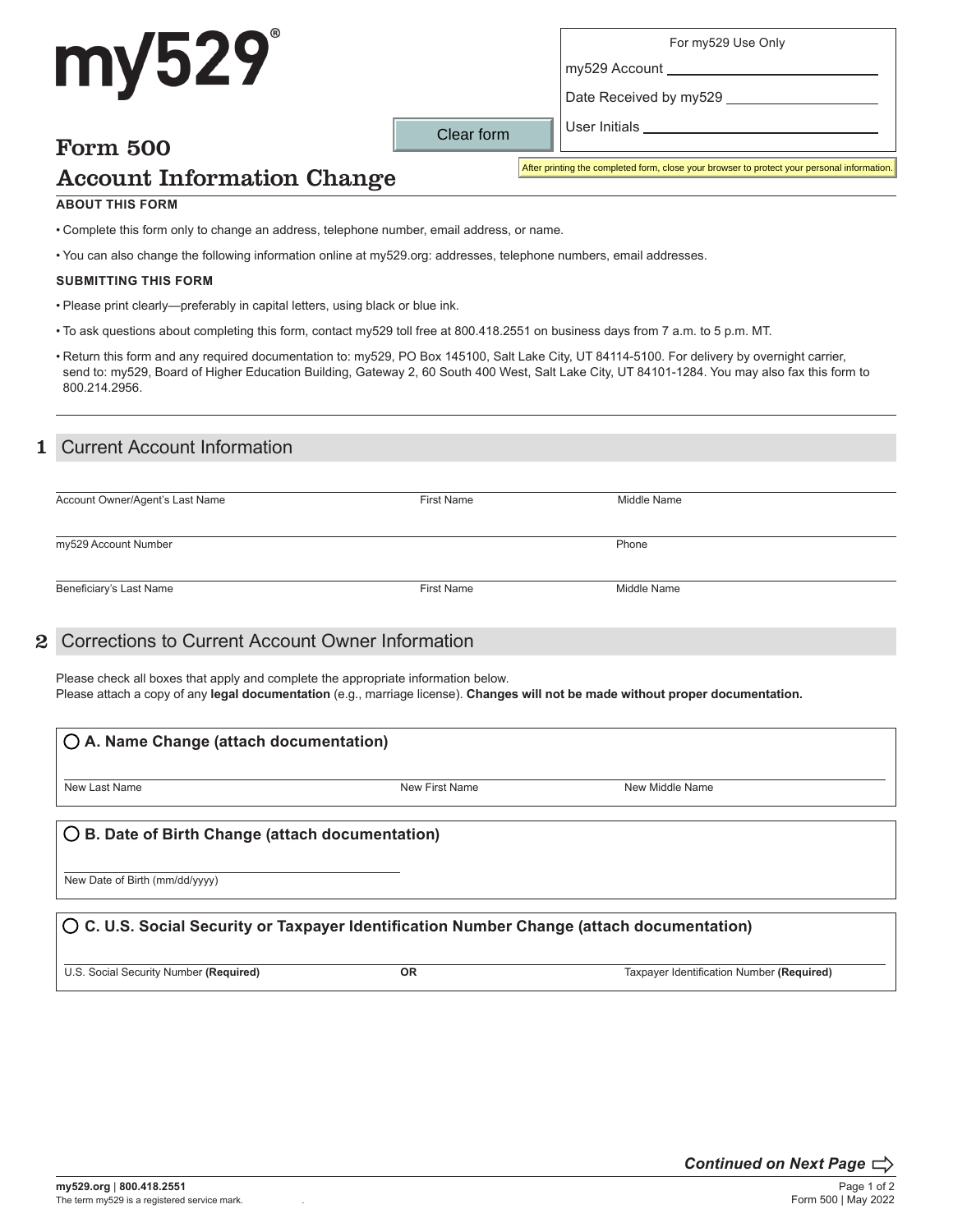my529®

| For my529 Use Only |
|---|
| my529 Account ________ |
| Date Received by my529 ________ |
| User Initials ________ |

Clear form

After printing the completed form, close your browser to protect your personal information.

# Form 500
# Account Information Change

**ABOUT THIS FORM**

- Complete this form only to change an address, telephone number, email address, or name.
- You can also change the following information online at my529.org: addresses, telephone numbers, email addresses.

**SUBMITTING THIS FORM**

- Please print clearly—preferably in capital letters, using black or blue ink.
- To ask questions about completing this form, contact my529 toll free at 800.418.2551 on business days from 7 a.m. to 5 p.m. MT.
- Return this form and any required documentation to: my529, PO Box 145100, Salt Lake City, UT 84114-5100. For delivery by overnight carrier, send to: my529, Board of Higher Education Building, Gateway 2, 60 South 400 West, Salt Lake City, UT 84101-1284. You may also fax this form to 800.214.2956.

## 1 Current Account Information

Account Owner/Agent's Last Name ________ First Name ________ Middle Name ________

my529 Account Number ________ Phone ________

Beneficiary's Last Name ________ First Name ________ Middle Name ________

## 2 Corrections to Current Account Owner Information

Please check all boxes that apply and complete the appropriate information below.
Please attach a copy of any **legal documentation** (e.g., marriage license). **Changes will not be made without proper documentation.**

○ **A. Name Change (attach documentation)**

New Last Name ________ New First Name ________ New Middle Name ________

○ **B. Date of Birth Change (attach documentation)**

New Date of Birth (mm/dd/yyyy) ________

○ **C. U.S. Social Security or Taxpayer Identification Number Change (attach documentation)**

U.S. Social Security Number **(Required)** ________ **OR** Taxpayer Identification Number **(Required)** ________

***Continued on Next Page*** ⇨

**my529.org** | **800.418.2551**
The term my529 is a registered service mark.

Form 500 | May 2022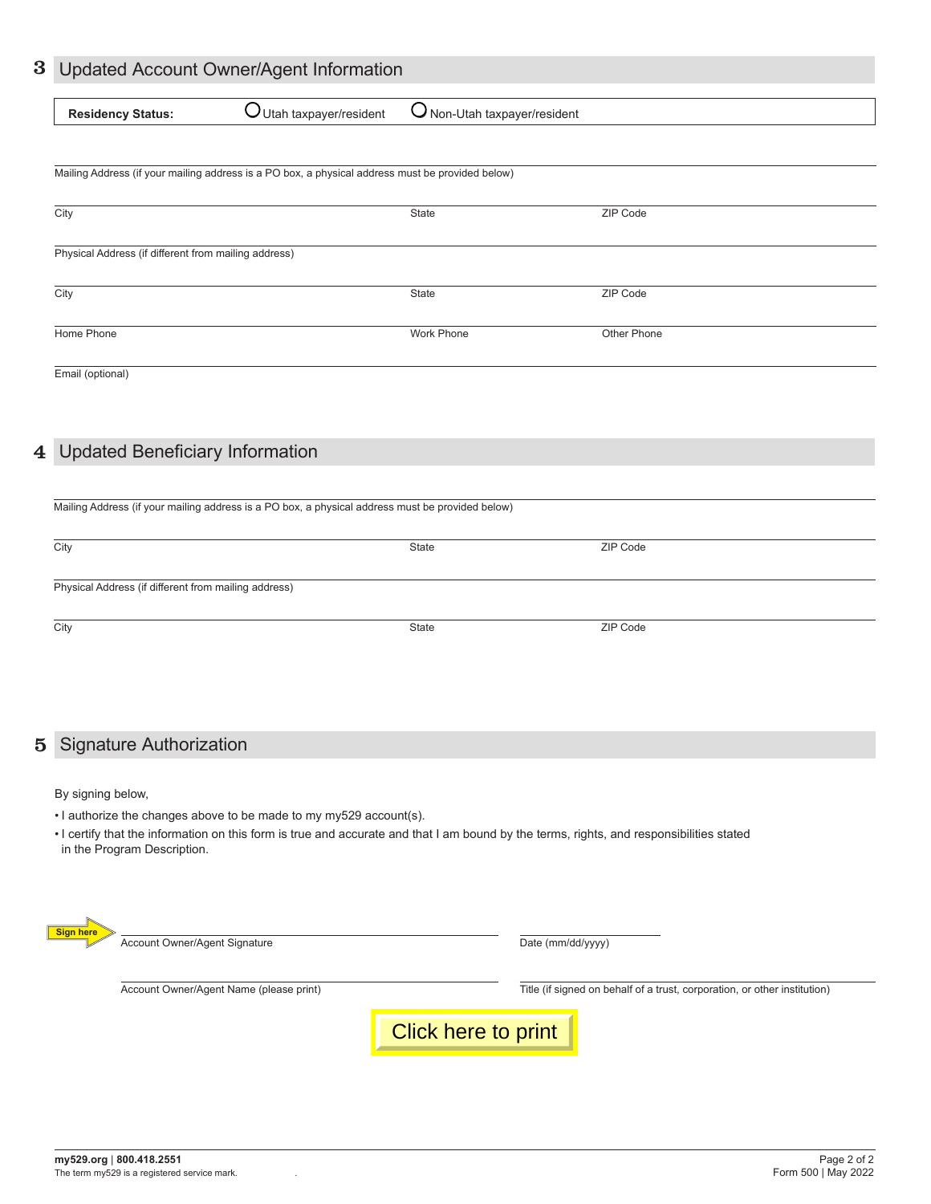## 3 Updated Account Owner/Agent Information

**Residency Status:** ◯ Utah taxpayer/resident ◯ Non-Utah taxpayer/resident

Mailing Address (if your mailing address is a PO box, a physical address must be provided below)

City | State | ZIP Code

Physical Address (if different from mailing address)

City | State | ZIP Code

Home Phone | Work Phone | Other Phone

Email (optional)

## 4 Updated Beneficiary Information

Mailing Address (if your mailing address is a PO box, a physical address must be provided below)

City | State | ZIP Code

Physical Address (if different from mailing address)

City | State | ZIP Code

## 5 Signature Authorization

By signing below,

- I authorize the changes above to be made to my my529 account(s).
- I certify that the information on this form is true and accurate and that I am bound by the terms, rights, and responsibilities stated in the Program Description.

Sign here

Account Owner/Agent Signature | Date (mm/dd/yyyy)

Account Owner/Agent Name (please print) | Title (if signed on behalf of a trust, corporation, or other institution)

Click here to print

**my529.org** | **800.418.2551**
The term my529 is a registered service mark.

Form 500 | May 2022